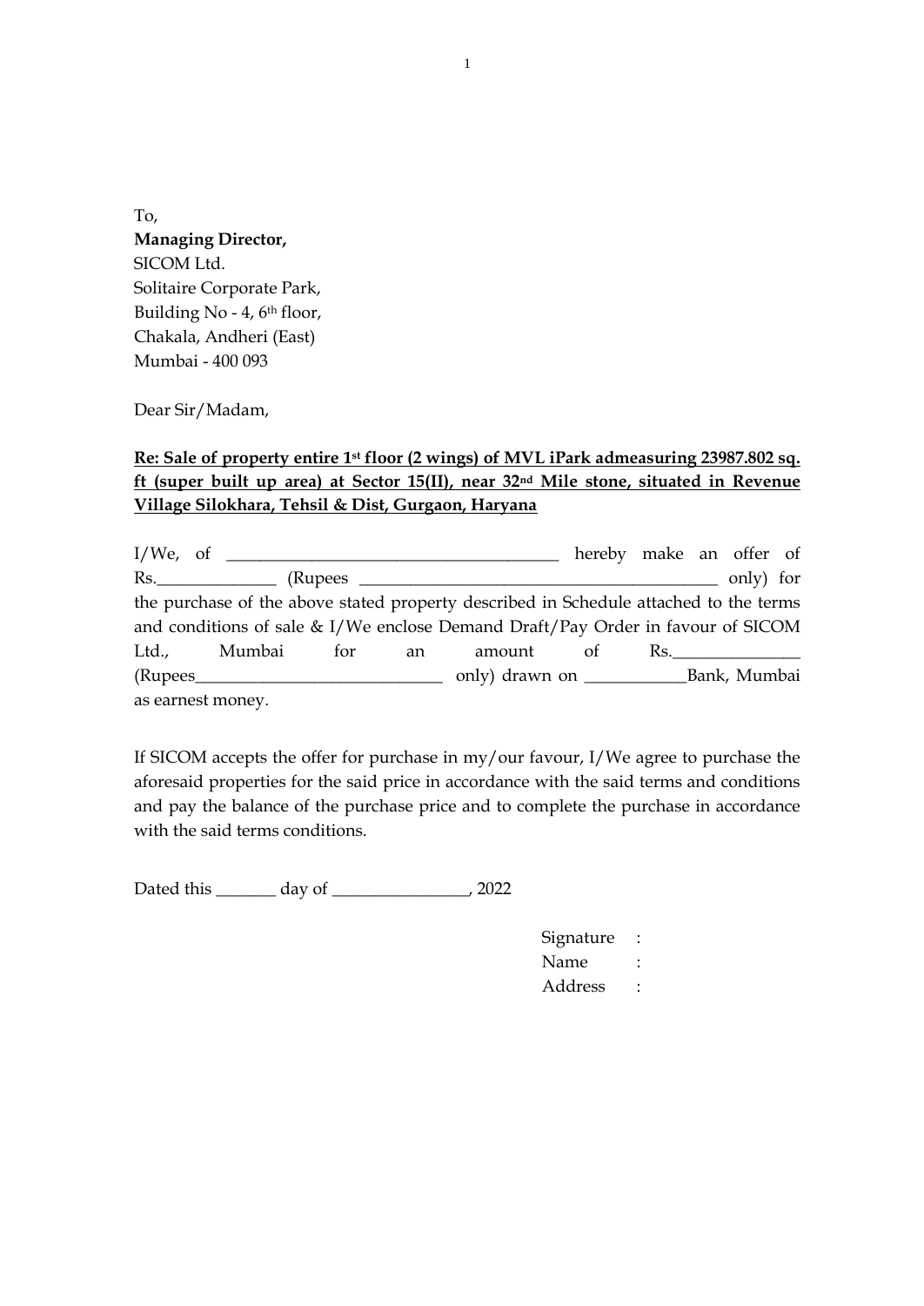To,
**Managing Director,**
SICOM Ltd.
Solitaire Corporate Park,
Building No - 4, 6th floor,
Chakala, Andheri (East)
Mumbai - 400 093

Dear Sir/Madam,

**Re: Sale of property entire 1st floor (2 wings) of MVL iPark admeasuring 23987.802 sq. ft (super built up area) at Sector 15(II), near 32nd Mile stone, situated in Revenue Village Silokhara, Tehsil & Dist, Gurgaon, Haryana**

I/We, of ________________________________________ hereby make an offer of Rs.______________ (Rupees ___________________________________________ only) for the purchase of the above stated property described in Schedule attached to the terms and conditions of sale & I/We enclose Demand Draft/Pay Order in favour of SICOM Ltd., Mumbai for an amount of Rs._______________ (Rupees_____________________________ only) drawn on ____________Bank, Mumbai as earnest money.

If SICOM accepts the offer for purchase in my/our favour, I/We agree to purchase the aforesaid properties for the said price in accordance with the said terms and conditions and pay the balance of the purchase price and to complete the purchase in accordance with the said terms conditions.

Dated this _______ day of ________________, 2022

Signature :
Name :
Address :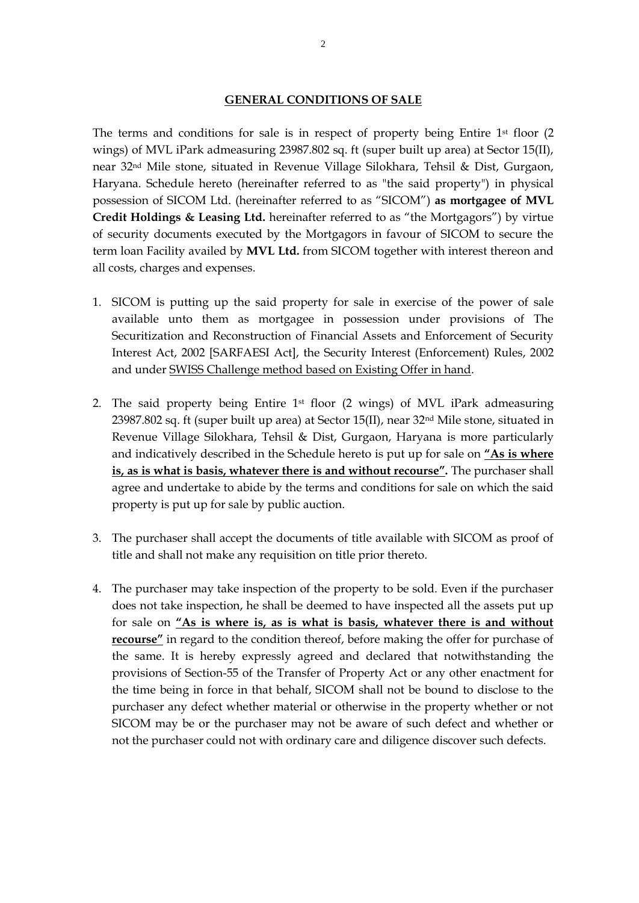## GENERAL CONDITIONS OF SALE

The terms and conditions for sale is in respect of property being Entire 1st floor (2 wings) of MVL iPark admeasuring 23987.802 sq. ft (super built up area) at Sector 15(II), near 32nd Mile stone, situated in Revenue Village Silokhara, Tehsil & Dist, Gurgaon, Haryana. Schedule hereto (hereinafter referred to as "the said property") in physical possession of SICOM Ltd. (hereinafter referred to as "SICOM") **as mortgagee of MVL Credit Holdings & Leasing Ltd.** hereinafter referred to as "the Mortgagors") by virtue of security documents executed by the Mortgagors in favour of SICOM to secure the term loan Facility availed by **MVL Ltd.** from SICOM together with interest thereon and all costs, charges and expenses.

1. SICOM is putting up the said property for sale in exercise of the power of sale available unto them as mortgagee in possession under provisions of The Securitization and Reconstruction of Financial Assets and Enforcement of Security Interest Act, 2002 [SARFAESI Act], the Security Interest (Enforcement) Rules, 2002 and under SWISS Challenge method based on Existing Offer in hand.

2. The said property being Entire 1st floor (2 wings) of MVL iPark admeasuring 23987.802 sq. ft (super built up area) at Sector 15(II), near 32nd Mile stone, situated in Revenue Village Silokhara, Tehsil & Dist, Gurgaon, Haryana is more particularly and indicatively described in the Schedule hereto is put up for sale on **"As is where is, as is what is basis, whatever there is and without recourse".** The purchaser shall agree and undertake to abide by the terms and conditions for sale on which the said property is put up for sale by public auction.

3. The purchaser shall accept the documents of title available with SICOM as proof of title and shall not make any requisition on title prior thereto.

4. The purchaser may take inspection of the property to be sold. Even if the purchaser does not take inspection, he shall be deemed to have inspected all the assets put up for sale on **"As is where is, as is what is basis, whatever there is and without recourse"** in regard to the condition thereof, before making the offer for purchase of the same. It is hereby expressly agreed and declared that notwithstanding the provisions of Section-55 of the Transfer of Property Act or any other enactment for the time being in force in that behalf, SICOM shall not be bound to disclose to the purchaser any defect whether material or otherwise in the property whether or not SICOM may be or the purchaser may not be aware of such defect and whether or not the purchaser could not with ordinary care and diligence discover such defects.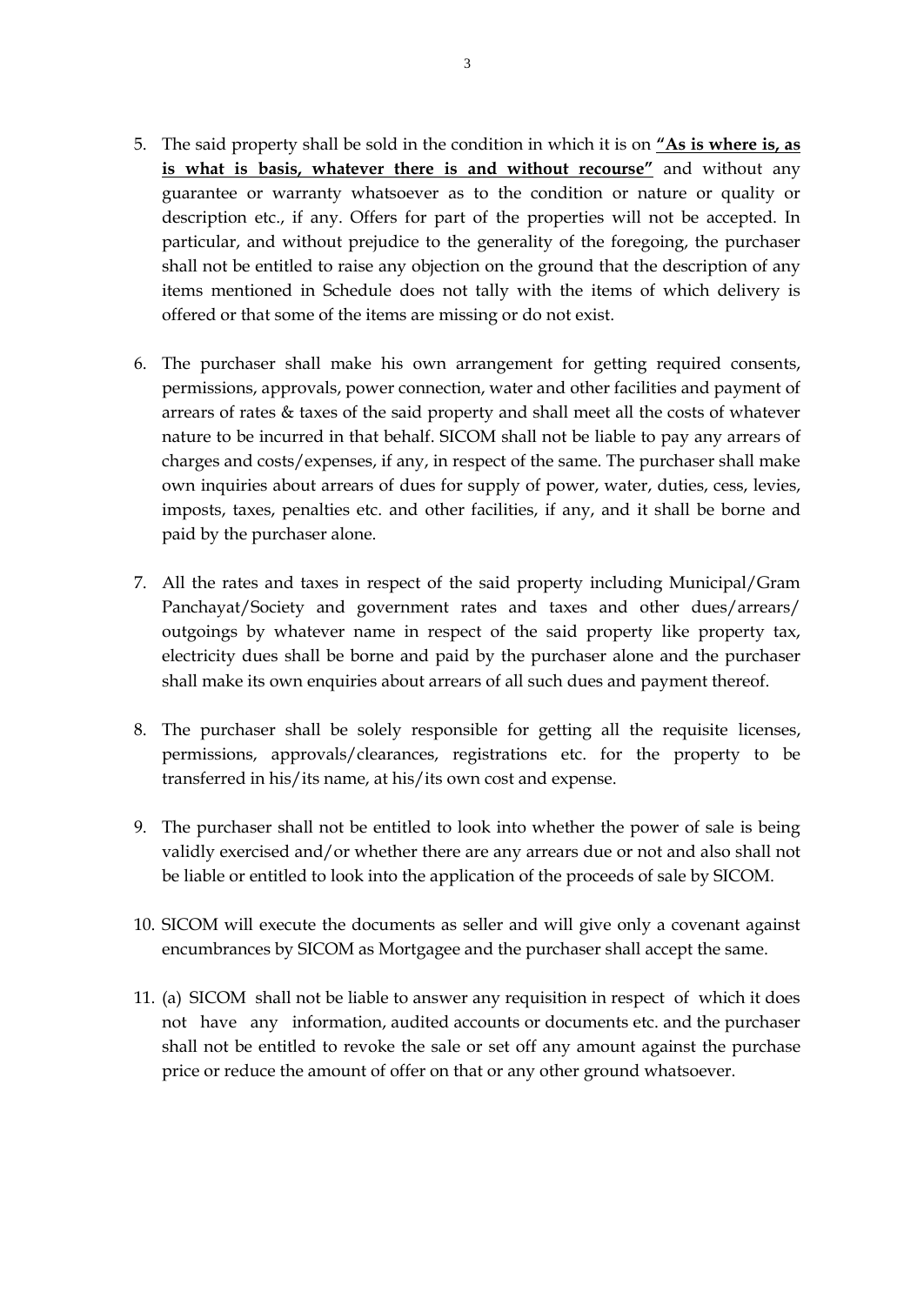5. The said property shall be sold in the condition in which it is on **"As is where is, as is what is basis, whatever there is and without recourse"** and without any guarantee or warranty whatsoever as to the condition or nature or quality or description etc., if any. Offers for part of the properties will not be accepted. In particular, and without prejudice to the generality of the foregoing, the purchaser shall not be entitled to raise any objection on the ground that the description of any items mentioned in Schedule does not tally with the items of which delivery is offered or that some of the items are missing or do not exist.

6. The purchaser shall make his own arrangement for getting required consents, permissions, approvals, power connection, water and other facilities and payment of arrears of rates & taxes of the said property and shall meet all the costs of whatever nature to be incurred in that behalf. SICOM shall not be liable to pay any arrears of charges and costs/expenses, if any, in respect of the same. The purchaser shall make own inquiries about arrears of dues for supply of power, water, duties, cess, levies, imposts, taxes, penalties etc. and other facilities, if any, and it shall be borne and paid by the purchaser alone.

7. All the rates and taxes in respect of the said property including Municipal/Gram Panchayat/Society and government rates and taxes and other dues/arrears/ outgoings by whatever name in respect of the said property like property tax, electricity dues shall be borne and paid by the purchaser alone and the purchaser shall make its own enquiries about arrears of all such dues and payment thereof.

8. The purchaser shall be solely responsible for getting all the requisite licenses, permissions, approvals/clearances, registrations etc. for the property to be transferred in his/its name, at his/its own cost and expense.

9. The purchaser shall not be entitled to look into whether the power of sale is being validly exercised and/or whether there are any arrears due or not and also shall not be liable or entitled to look into the application of the proceeds of sale by SICOM.

10. SICOM will execute the documents as seller and will give only a covenant against encumbrances by SICOM as Mortgagee and the purchaser shall accept the same.

11. (a) SICOM shall not be liable to answer any requisition in respect of which it does not have any information, audited accounts or documents etc. and the purchaser shall not be entitled to revoke the sale or set off any amount against the purchase price or reduce the amount of offer on that or any other ground whatsoever.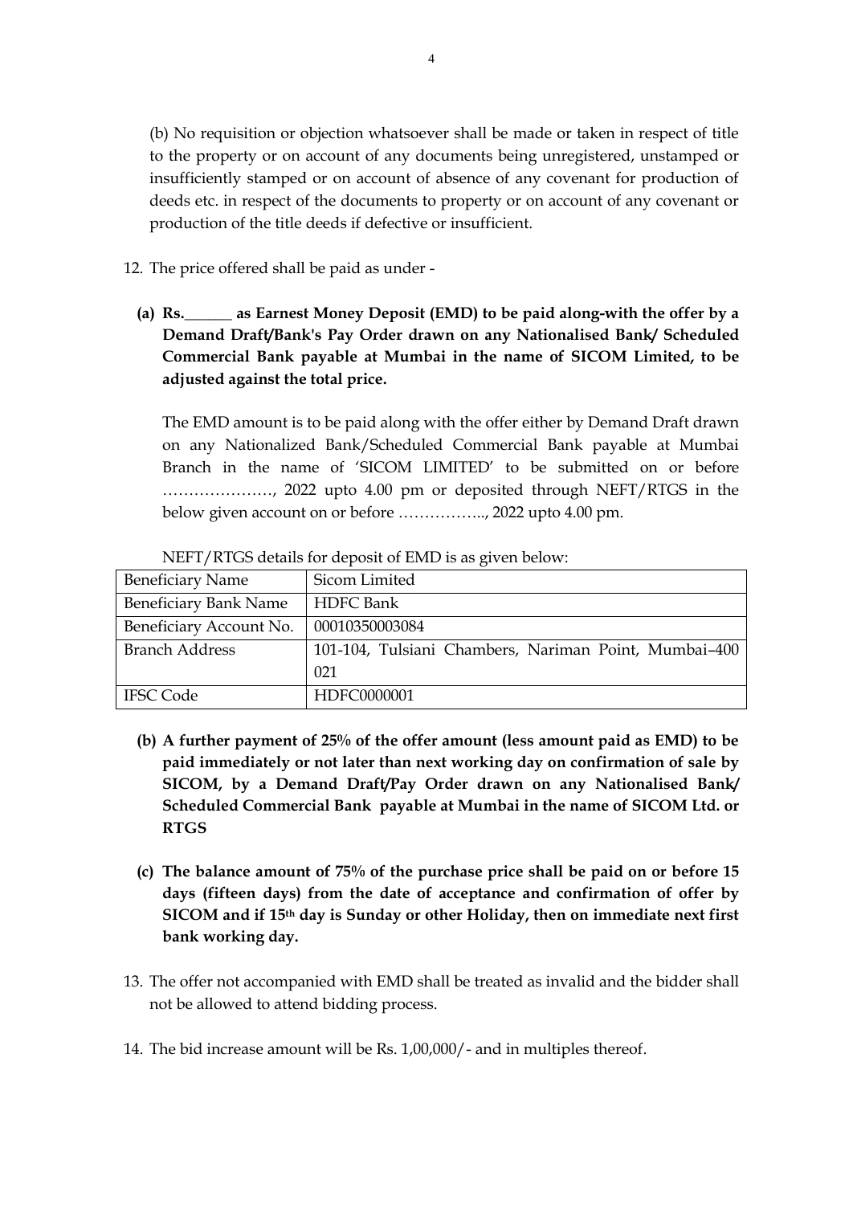(b) No requisition or objection whatsoever shall be made or taken in respect of title to the property or on account of any documents being unregistered, unstamped or insufficiently stamped or on account of absence of any covenant for production of deeds etc. in respect of the documents to property or on account of any covenant or production of the title deeds if defective or insufficient.

12. The price offered shall be paid as under -

   **(a) Rs.______ as Earnest Money Deposit (EMD) to be paid along-with the offer by a Demand Draft/Bank's Pay Order drawn on any Nationalised Bank/ Scheduled Commercial Bank payable at Mumbai in the name of SICOM Limited, to be adjusted against the total price.**

   The EMD amount is to be paid along with the offer either by Demand Draft drawn on any Nationalized Bank/Scheduled Commercial Bank payable at Mumbai Branch in the name of 'SICOM LIMITED' to be submitted on or before …………………, 2022 upto 4.00 pm or deposited through NEFT/RTGS in the below given account on or before …………….., 2022 upto 4.00 pm.

   NEFT/RTGS details for deposit of EMD is as given below:

| Beneficiary Name | Sicom Limited |
|---|---|
| Beneficiary Bank Name | HDFC Bank |
| Beneficiary Account No. | 00010350003084 |
| Branch Address | 101-104, Tulsiani Chambers, Nariman Point, Mumbai–400 021 |
| IFSC Code | HDFC0000001 |

   **(b) A further payment of 25% of the offer amount (less amount paid as EMD) to be paid immediately or not later than next working day on confirmation of sale by SICOM, by a Demand Draft/Pay Order drawn on any Nationalised Bank/ Scheduled Commercial Bank payable at Mumbai in the name of SICOM Ltd. or RTGS**

   **(c) The balance amount of 75% of the purchase price shall be paid on or before 15 days (fifteen days) from the date of acceptance and confirmation of offer by SICOM and if 15th day is Sunday or other Holiday, then on immediate next first bank working day.**

13. The offer not accompanied with EMD shall be treated as invalid and the bidder shall not be allowed to attend bidding process.

14. The bid increase amount will be Rs. 1,00,000/- and in multiples thereof.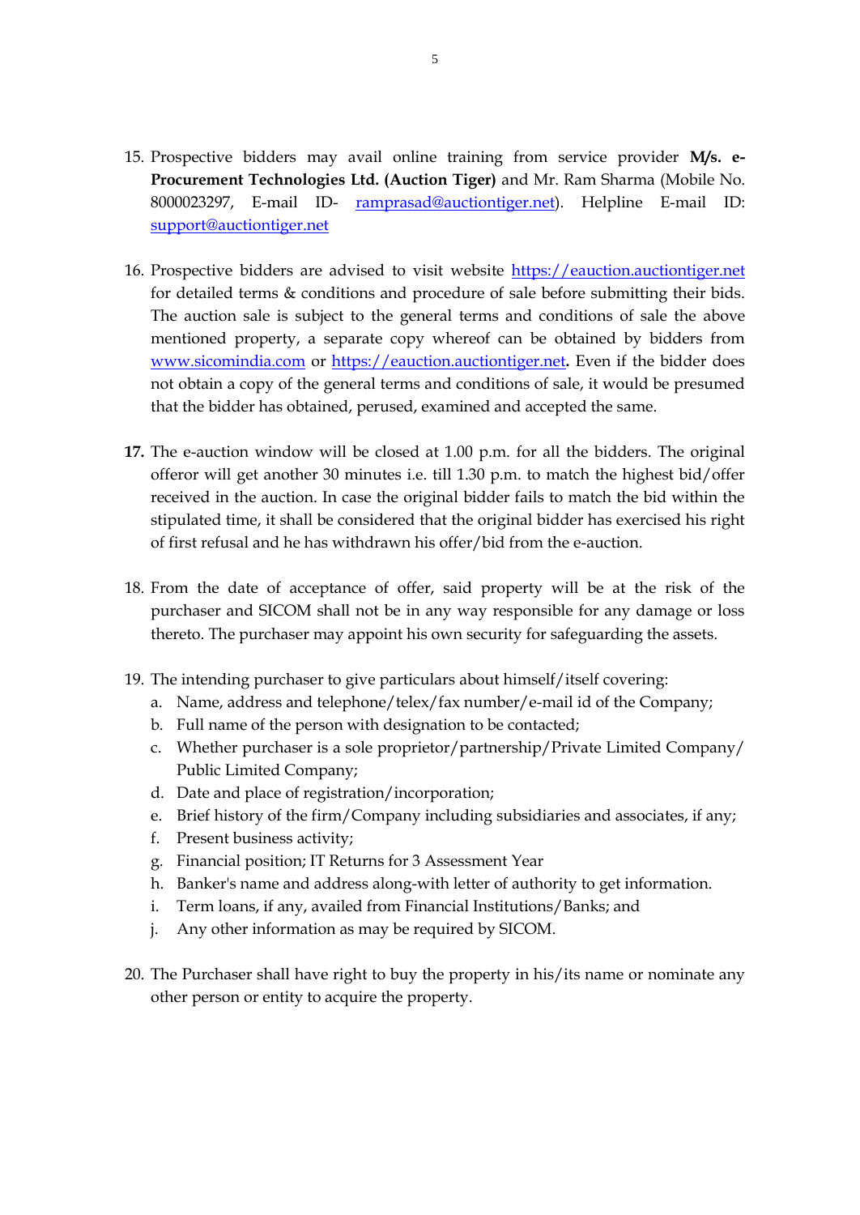15. Prospective bidders may avail online training from service provider **M/s. e-Procurement Technologies Ltd. (Auction Tiger)** and Mr. Ram Sharma (Mobile No. 8000023297, E-mail ID- rampprasad@auctiontiger.net). Helpline E-mail ID: support@auctiontiger.net

16. Prospective bidders are advised to visit website https://eauction.auctiontiger.net for detailed terms & conditions and procedure of sale before submitting their bids. The auction sale is subject to the general terms and conditions of sale the above mentioned property, a separate copy whereof can be obtained by bidders from www.sicomindia.com or https://eauction.auctiontiger.net**.** Even if the bidder does not obtain a copy of the general terms and conditions of sale, it would be presumed that the bidder has obtained, perused, examined and accepted the same.

**17.** The e-auction window will be closed at 1.00 p.m. for all the bidders. The original offeror will get another 30 minutes i.e. till 1.30 p.m. to match the highest bid/offer received in the auction. In case the original bidder fails to match the bid within the stipulated time, it shall be considered that the original bidder has exercised his right of first refusal and he has withdrawn his offer/bid from the e-auction.

18. From the date of acceptance of offer, said property will be at the risk of the purchaser and SICOM shall not be in any way responsible for any damage or loss thereto. The purchaser may appoint his own security for safeguarding the assets.

19. The intending purchaser to give particulars about himself/itself covering:
    a. Name, address and telephone/telex/fax number/e-mail id of the Company;
    b. Full name of the person with designation to be contacted;
    c. Whether purchaser is a sole proprietor/partnership/Private Limited Company/ Public Limited Company;
    d. Date and place of registration/incorporation;
    e. Brief history of the firm/Company including subsidiaries and associates, if any;
    f. Present business activity;
    g. Financial position; IT Returns for 3 Assessment Year
    h. Banker's name and address along-with letter of authority to get information.
    i. Term loans, if any, availed from Financial Institutions/Banks; and
    j. Any other information as may be required by SICOM.

20. The Purchaser shall have right to buy the property in his/its name or nominate any other person or entity to acquire the property.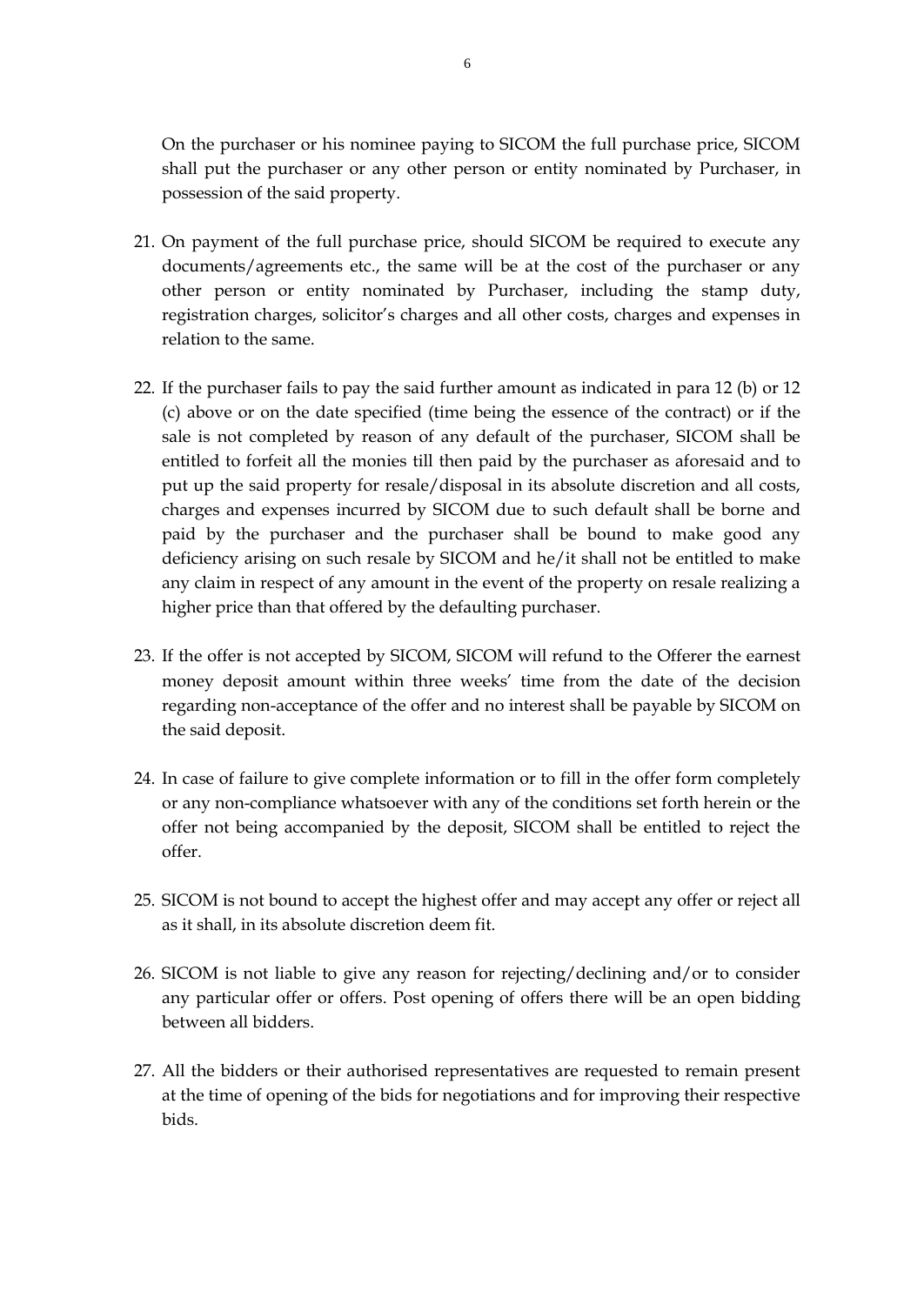On the purchaser or his nominee paying to SICOM the full purchase price, SICOM shall put the purchaser or any other person or entity nominated by Purchaser, in possession of the said property.

21. On payment of the full purchase price, should SICOM be required to execute any documents/agreements etc., the same will be at the cost of the purchaser or any other person or entity nominated by Purchaser, including the stamp duty, registration charges, solicitor's charges and all other costs, charges and expenses in relation to the same.

22. If the purchaser fails to pay the said further amount as indicated in para 12 (b) or 12 (c) above or on the date specified (time being the essence of the contract) or if the sale is not completed by reason of any default of the purchaser, SICOM shall be entitled to forfeit all the monies till then paid by the purchaser as aforesaid and to put up the said property for resale/disposal in its absolute discretion and all costs, charges and expenses incurred by SICOM due to such default shall be borne and paid by the purchaser and the purchaser shall be bound to make good any deficiency arising on such resale by SICOM and he/it shall not be entitled to make any claim in respect of any amount in the event of the property on resale realizing a higher price than that offered by the defaulting purchaser.

23. If the offer is not accepted by SICOM, SICOM will refund to the Offerer the earnest money deposit amount within three weeks' time from the date of the decision regarding non-acceptance of the offer and no interest shall be payable by SICOM on the said deposit.

24. In case of failure to give complete information or to fill in the offer form completely or any non-compliance whatsoever with any of the conditions set forth herein or the offer not being accompanied by the deposit, SICOM shall be entitled to reject the offer.

25. SICOM is not bound to accept the highest offer and may accept any offer or reject all as it shall, in its absolute discretion deem fit.

26. SICOM is not liable to give any reason for rejecting/declining and/or to consider any particular offer or offers. Post opening of offers there will be an open bidding between all bidders.

27. All the bidders or their authorised representatives are requested to remain present at the time of opening of the bids for negotiations and for improving their respective bids.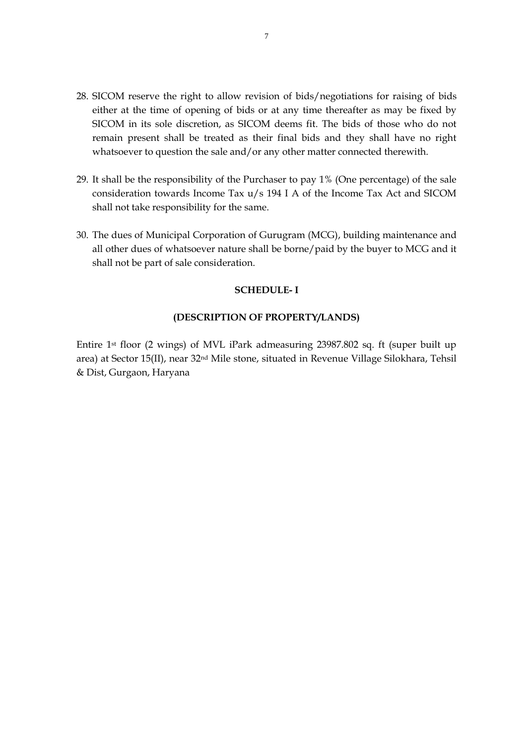28. SICOM reserve the right to allow revision of bids/negotiations for raising of bids either at the time of opening of bids or at any time thereafter as may be fixed by SICOM in its sole discretion, as SICOM deems fit. The bids of those who do not remain present shall be treated as their final bids and they shall have no right whatsoever to question the sale and/or any other matter connected therewith.

29. It shall be the responsibility of the Purchaser to pay 1% (One percentage) of the sale consideration towards Income Tax u/s 194 I A of the Income Tax Act and SICOM shall not take responsibility for the same.

30. The dues of Municipal Corporation of Gurugram (MCG), building maintenance and all other dues of whatsoever nature shall be borne/paid by the buyer to MCG and it shall not be part of sale consideration.

**SCHEDULE- I**

**(DESCRIPTION OF PROPERTY/LANDS)**

Entire 1st floor (2 wings) of MVL iPark admeasuring 23987.802 sq. ft (super built up area) at Sector 15(II), near 32nd Mile stone, situated in Revenue Village Silokhara, Tehsil & Dist, Gurgaon, Haryana